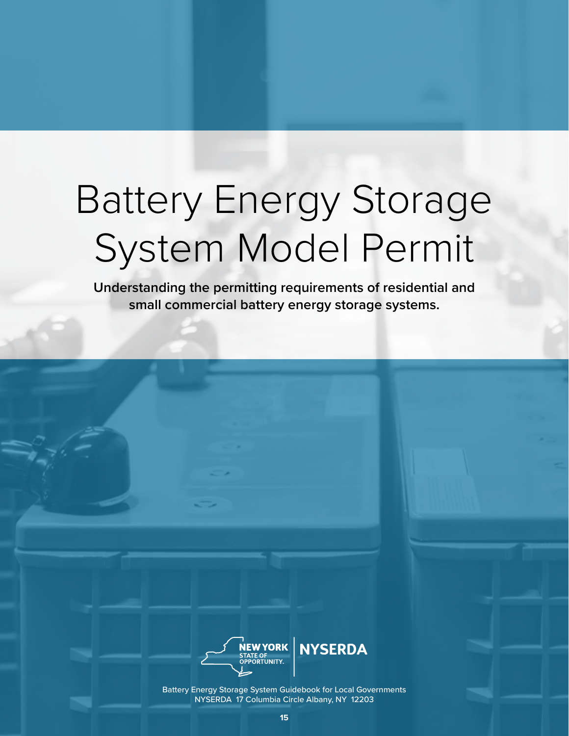# Battery Energy Storage System Model Permit

**Understanding the permitting requirements of residential and small commercial battery energy storage systems.**

NEW YORK STATE OF OPPORTUNITY. | NYSERDA

Battery Energy Storage System Guidebook for Local Governments
NYSERDA 17 Columbia Circle Albany, NY 12203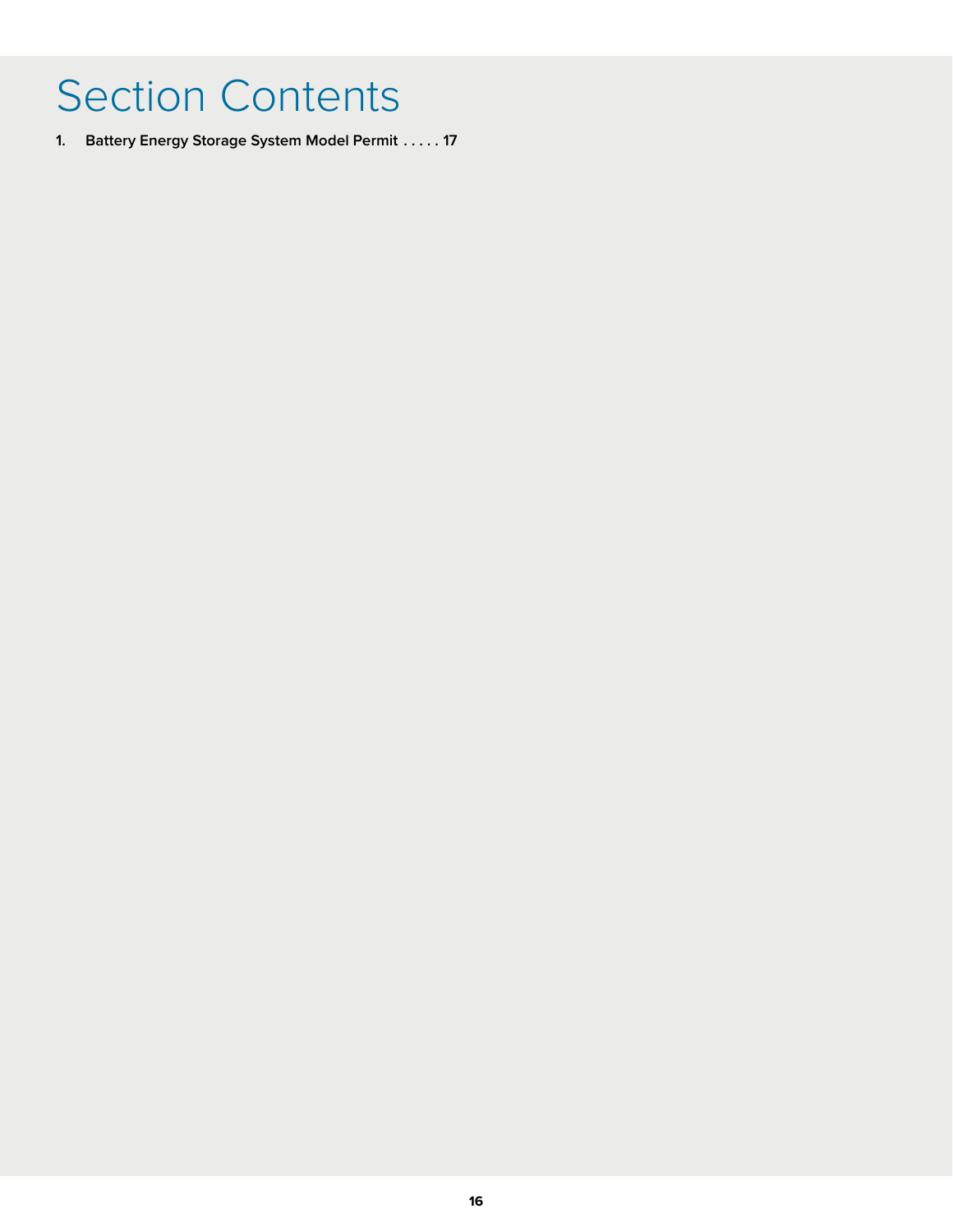# Section Contents

1. **Battery Energy Storage System Model Permit . . . . . 17**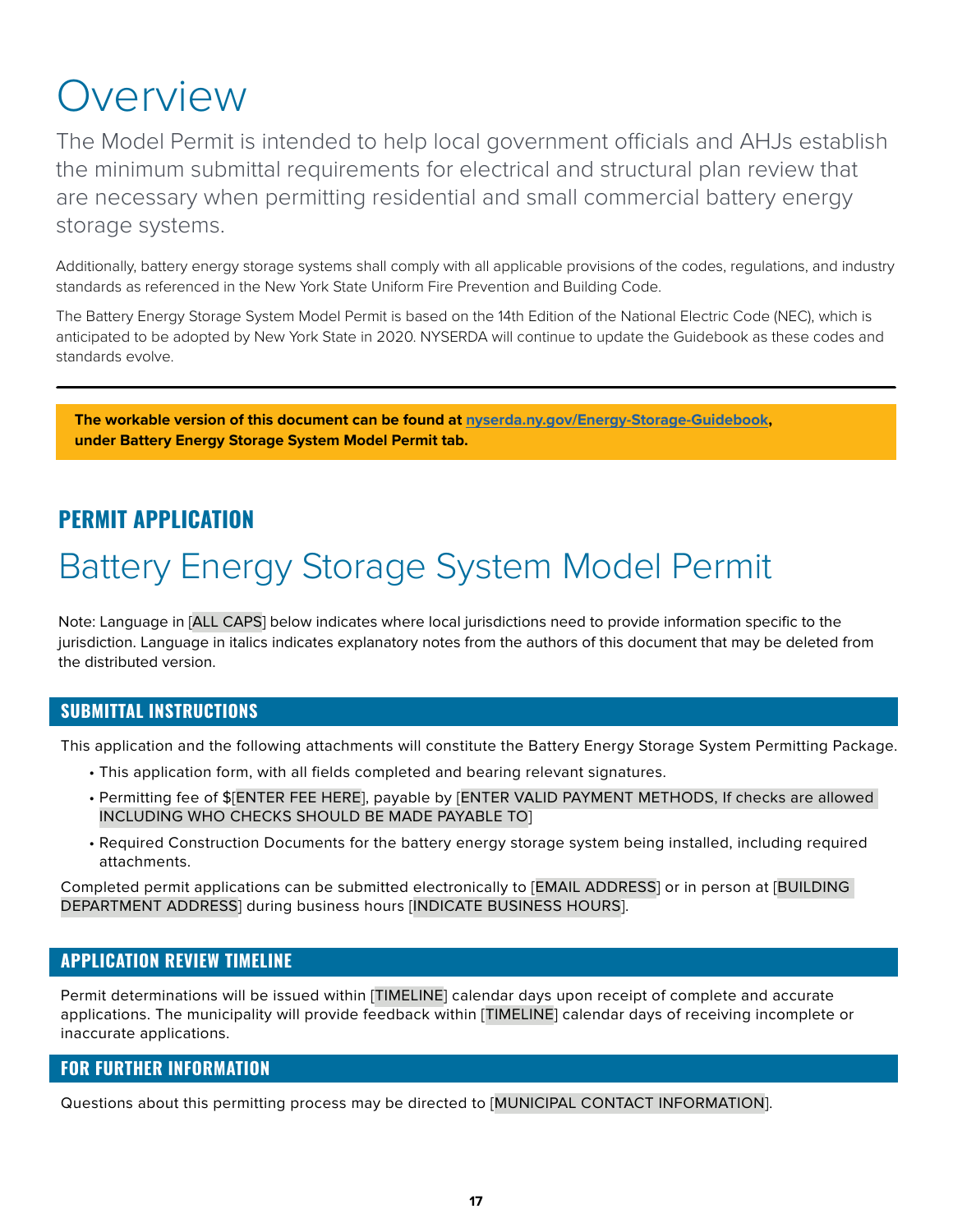# Overview

The Model Permit is intended to help local government officials and AHJs establish the minimum submittal requirements for electrical and structural plan review that are necessary when permitting residential and small commercial battery energy storage systems.

Additionally, battery energy storage systems shall comply with all applicable provisions of the codes, regulations, and industry standards as referenced in the New York State Uniform Fire Prevention and Building Code.

The Battery Energy Storage System Model Permit is based on the 14th Edition of the National Electric Code (NEC), which is anticipated to be adopted by New York State in 2020. NYSERDA will continue to update the Guidebook as these codes and standards evolve.

---

**The workable version of this document can be found at nyserda.ny.gov/Energy-Storage-Guidebook, under Battery Energy Storage System Model Permit tab.**

## PERMIT APPLICATION

# Battery Energy Storage System Model Permit

Note: Language in [ALL CAPS] below indicates where local jurisdictions need to provide information specific to the jurisdiction. Language in italics indicates explanatory notes from the authors of this document that may be deleted from the distributed version.

### SUBMITTAL INSTRUCTIONS

This application and the following attachments will constitute the Battery Energy Storage System Permitting Package.

- This application form, with all fields completed and bearing relevant signatures.
- Permitting fee of $[ENTER FEE HERE], payable by [ENTER VALID PAYMENT METHODS, If checks are allowed INCLUDING WHO CHECKS SHOULD BE MADE PAYABLE TO]
- Required Construction Documents for the battery energy storage system being installed, including required attachments.

Completed permit applications can be submitted electronically to [EMAIL ADDRESS] or in person at [BUILDING DEPARTMENT ADDRESS] during business hours [INDICATE BUSINESS HOURS].

### APPLICATION REVIEW TIMELINE

Permit determinations will be issued within [TIMELINE] calendar days upon receipt of complete and accurate applications. The municipality will provide feedback within [TIMELINE] calendar days of receiving incomplete or inaccurate applications.

### FOR FURTHER INFORMATION

Questions about this permitting process may be directed to [MUNICIPAL CONTACT INFORMATION].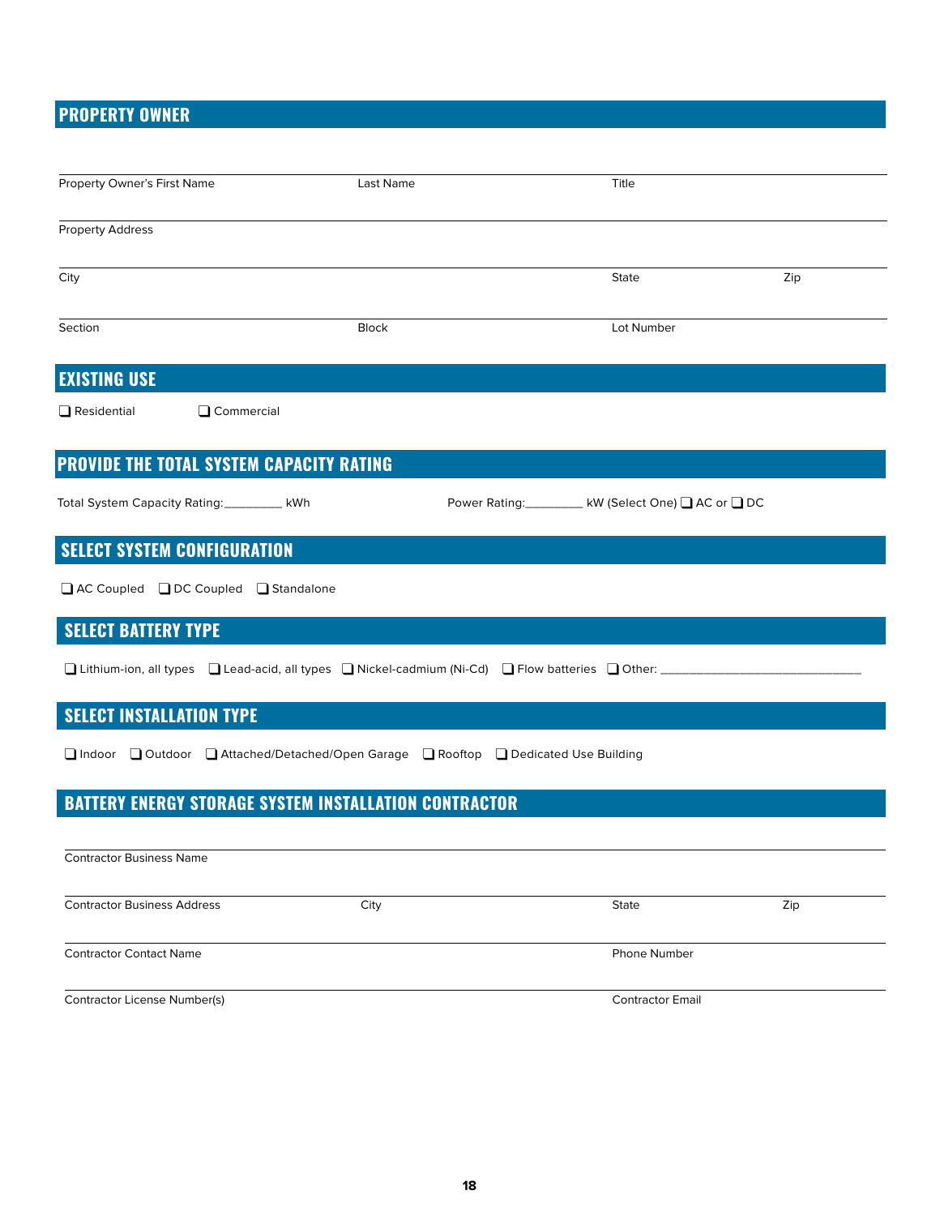## PROPERTY OWNER

Property Owner's First Name | Last Name | Title

Property Address

City | State | Zip

Section | Block | Lot Number

## EXISTING USE

❑ Residential ❑ Commercial

## PROVIDE THE TOTAL SYSTEM CAPACITY RATING

Total System Capacity Rating:_________ kWh

Power Rating:_________ kW (Select One) ❑ AC or ❑ DC

## SELECT SYSTEM CONFIGURATION

❑ AC Coupled ❑ DC Coupled ❑ Standalone

## SELECT BATTERY TYPE

❑ Lithium-ion, all types ❑ Lead-acid, all types ❑ Nickel-cadmium (Ni-Cd) ❑ Flow batteries ❑ Other: ______________________________

## SELECT INSTALLATION TYPE

❑ Indoor ❑ Outdoor ❑ Attached/Detached/Open Garage ❑ Rooftop ❑ Dedicated Use Building

## BATTERY ENERGY STORAGE SYSTEM INSTALLATION CONTRACTOR

Contractor Business Name

Contractor Business Address | City | State | Zip

Contractor Contact Name | Phone Number

Contractor License Number(s) | Contractor Email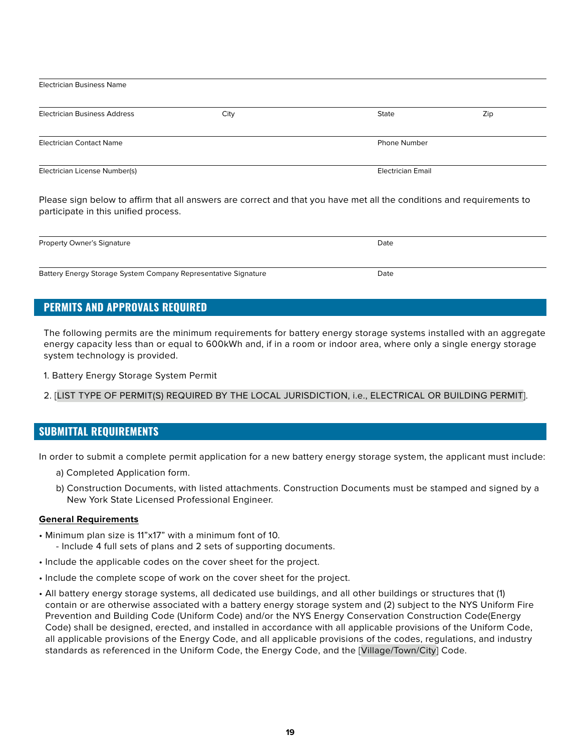Electrician Business Name

Electrician Business Address City State Zip

Electrician Contact Name Phone Number

Electrician License Number(s) Electrician Email

Please sign below to affirm that all answers are correct and that you have met all the conditions and requirements to participate in this unified process.

Property Owner's Signature Date

Battery Energy Storage System Company Representative Signature Date

## PERMITS AND APPROVALS REQUIRED

The following permits are the minimum requirements for battery energy storage systems installed with an aggregate energy capacity less than or equal to 600kWh and, if in a room or indoor area, where only a single energy storage system technology is provided.

1. Battery Energy Storage System Permit
2. [LIST TYPE OF PERMIT(S) REQUIRED BY THE LOCAL JURISDICTION, i.e., ELECTRICAL OR BUILDING PERMIT].

## SUBMITTAL REQUIREMENTS

In order to submit a complete permit application for a new battery energy storage system, the applicant must include:

a) Completed Application form.

b) Construction Documents, with listed attachments. Construction Documents must be stamped and signed by a New York State Licensed Professional Engineer.

**General Requirements**

- Minimum plan size is 11"x17" with a minimum font of 10.
  - Include 4 full sets of plans and 2 sets of supporting documents.
- Include the applicable codes on the cover sheet for the project.
- Include the complete scope of work on the cover sheet for the project.
- All battery energy storage systems, all dedicated use buildings, and all other buildings or structures that (1) contain or are otherwise associated with a battery energy storage system and (2) subject to the NYS Uniform Fire Prevention and Building Code (Uniform Code) and/or the NYS Energy Conservation Construction Code(Energy Code) shall be designed, erected, and installed in accordance with all applicable provisions of the Uniform Code, all applicable provisions of the Energy Code, and all applicable provisions of the codes, regulations, and industry standards as referenced in the Uniform Code, the Energy Code, and the [Village/Town/City] Code.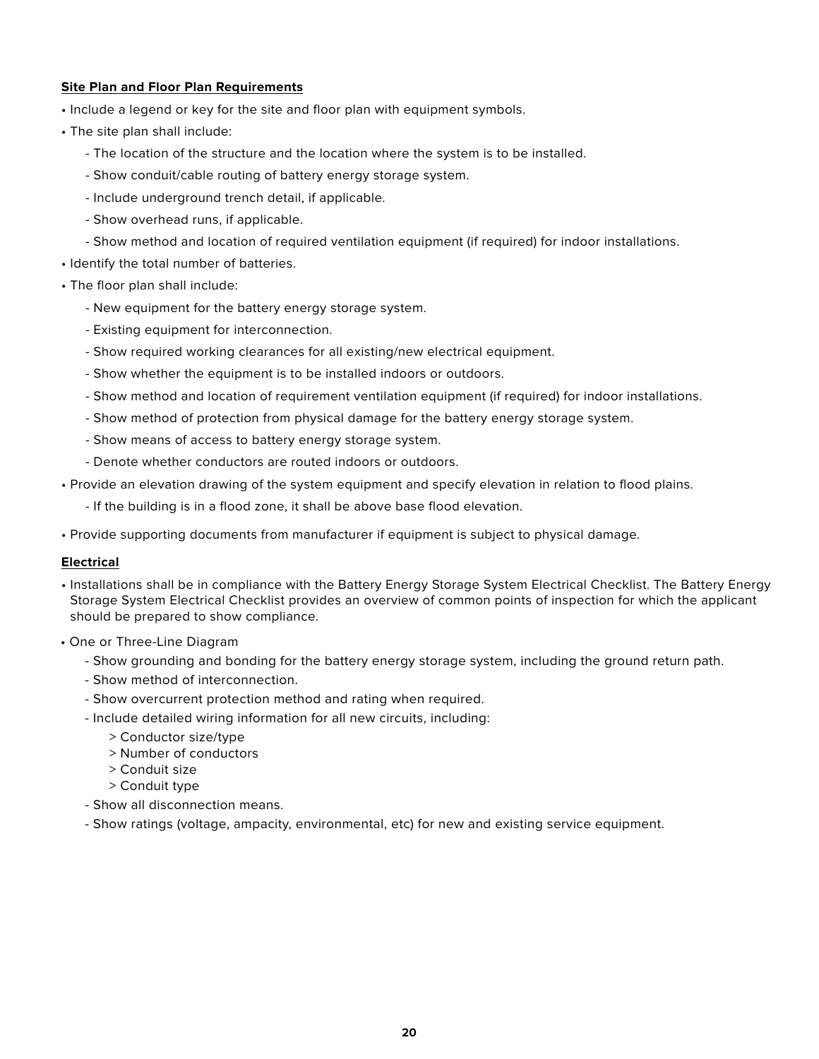**Site Plan and Floor Plan Requirements**

- Include a legend or key for the site and floor plan with equipment symbols.
- The site plan shall include:
  - The location of the structure and the location where the system is to be installed.
  - Show conduit/cable routing of battery energy storage system.
  - Include underground trench detail, if applicable.
  - Show overhead runs, if applicable.
  - Show method and location of required ventilation equipment (if required) for indoor installations.
- Identify the total number of batteries.
- The floor plan shall include:
  - New equipment for the battery energy storage system.
  - Existing equipment for interconnection.
  - Show required working clearances for all existing/new electrical equipment.
  - Show whether the equipment is to be installed indoors or outdoors.
  - Show method and location of requirement ventilation equipment (if required) for indoor installations.
  - Show method of protection from physical damage for the battery energy storage system.
  - Show means of access to battery energy storage system.
  - Denote whether conductors are routed indoors or outdoors.
- Provide an elevation drawing of the system equipment and specify elevation in relation to flood plains.
  - If the building is in a flood zone, it shall be above base flood elevation.
- Provide supporting documents from manufacturer if equipment is subject to physical damage.

**Electrical**

- Installations shall be in compliance with the Battery Energy Storage System Electrical Checklist. The Battery Energy Storage System Electrical Checklist provides an overview of common points of inspection for which the applicant should be prepared to show compliance.
- One or Three-Line Diagram
  - Show grounding and bonding for the battery energy storage system, including the ground return path.
  - Show method of interconnection.
  - Show overcurrent protection method and rating when required.
  - Include detailed wiring information for all new circuits, including:
    - > Conductor size/type
    - > Number of conductors
    - > Conduit size
    - > Conduit type
  - Show all disconnection means.
  - Show ratings (voltage, ampacity, environmental, etc) for new and existing service equipment.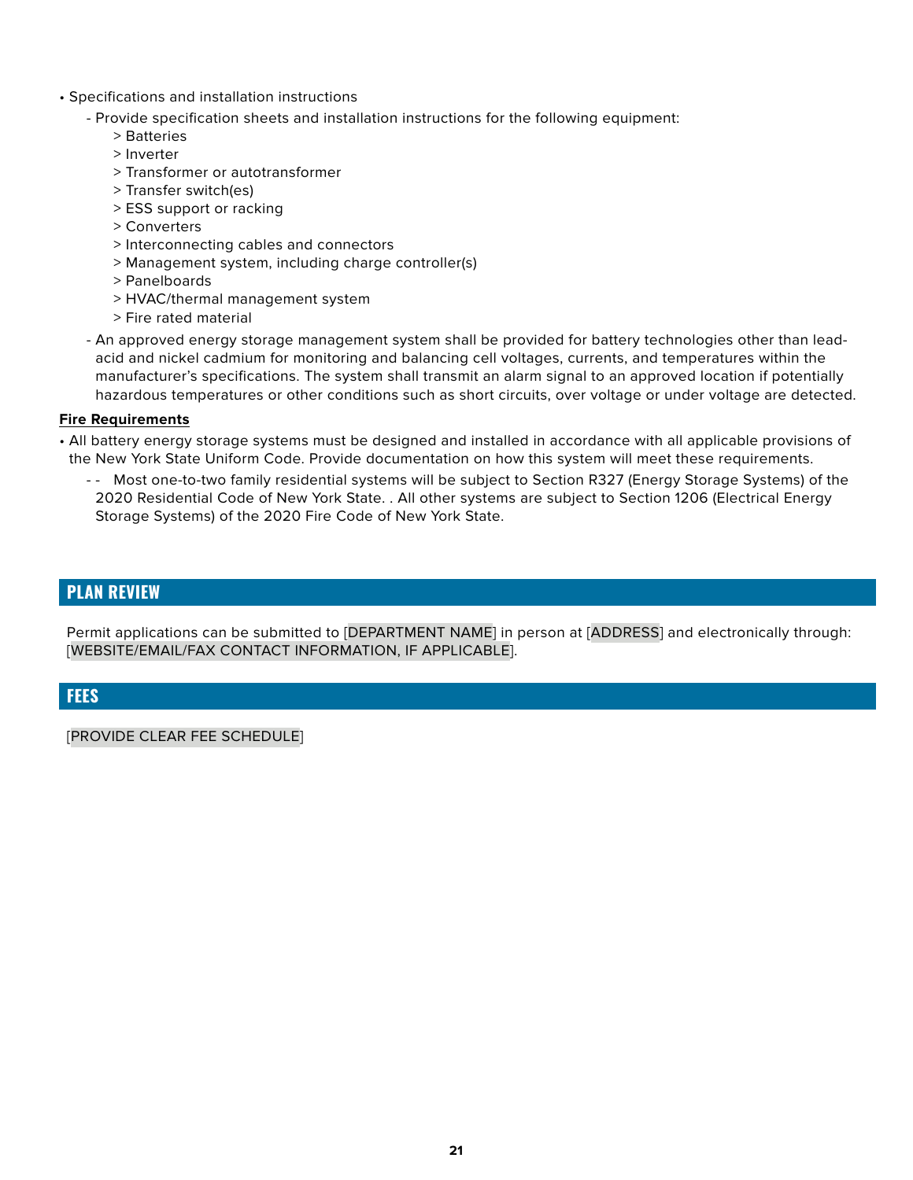- Specifications and installation instructions
  - Provide specification sheets and installation instructions for the following equipment:
    - > Batteries
    - > Inverter
    - > Transformer or autotransformer
    - > Transfer switch(es)
    - > ESS support or racking
    - > Converters
    - > Interconnecting cables and connectors
    - > Management system, including charge controller(s)
    - > Panelboards
    - > HVAC/thermal management system
    - > Fire rated material
  - An approved energy storage management system shall be provided for battery technologies other than lead-acid and nickel cadmium for monitoring and balancing cell voltages, currents, and temperatures within the manufacturer's specifications. The system shall transmit an alarm signal to an approved location if potentially hazardous temperatures or other conditions such as short circuits, over voltage or under voltage are detected.

**Fire Requirements**

- All battery energy storage systems must be designed and installed in accordance with all applicable provisions of the New York State Uniform Code. Provide documentation on how this system will meet these requirements.
  - - Most one-to-two family residential systems will be subject to Section R327 (Energy Storage Systems) of the 2020 Residential Code of New York State. . All other systems are subject to Section 1206 (Electrical Energy Storage Systems) of the 2020 Fire Code of New York State.

## PLAN REVIEW

Permit applications can be submitted to [DEPARTMENT NAME] in person at [ADDRESS] and electronically through: [WEBSITE/EMAIL/FAX CONTACT INFORMATION, IF APPLICABLE].

## FEES

[PROVIDE CLEAR FEE SCHEDULE]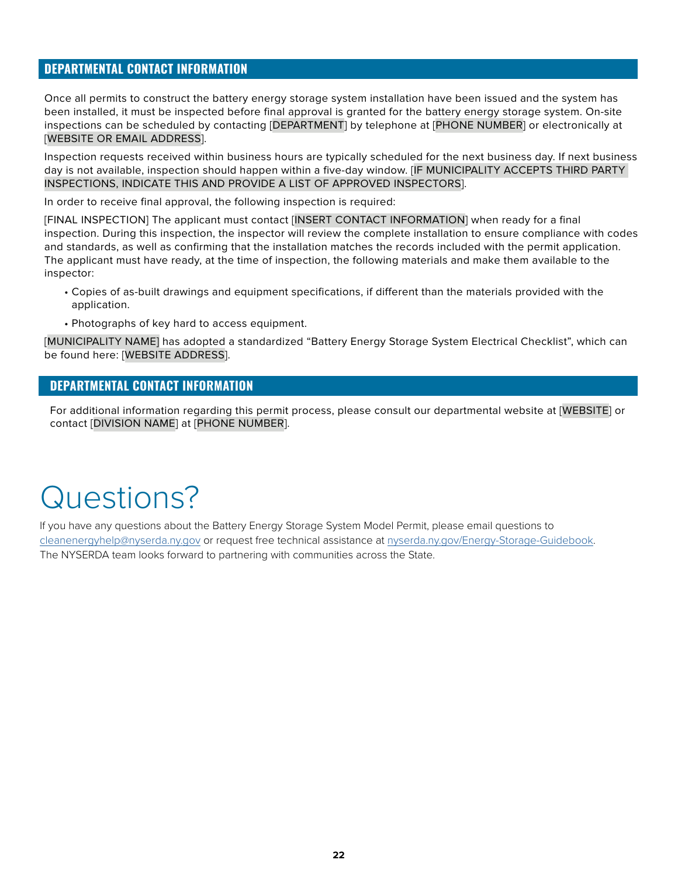## DEPARTMENTAL CONTACT INFORMATION

Once all permits to construct the battery energy storage system installation have been issued and the system has been installed, it must be inspected before final approval is granted for the battery energy storage system. On-site inspections can be scheduled by contacting [DEPARTMENT] by telephone at [PHONE NUMBER] or electronically at [WEBSITE OR EMAIL ADDRESS].

Inspection requests received within business hours are typically scheduled for the next business day. If next business day is not available, inspection should happen within a five-day window. [IF MUNICIPALITY ACCEPTS THIRD PARTY INSPECTIONS, INDICATE THIS AND PROVIDE A LIST OF APPROVED INSPECTORS].

In order to receive final approval, the following inspection is required:

[FINAL INSPECTION] The applicant must contact [INSERT CONTACT INFORMATION] when ready for a final inspection. During this inspection, the inspector will review the complete installation to ensure compliance with codes and standards, as well as confirming that the installation matches the records included with the permit application. The applicant must have ready, at the time of inspection, the following materials and make them available to the inspector:

- Copies of as-built drawings and equipment specifications, if different than the materials provided with the application.
- Photographs of key hard to access equipment.

[MUNICIPALITY NAME] has adopted a standardized "Battery Energy Storage System Electrical Checklist", which can be found here: [WEBSITE ADDRESS].

## DEPARTMENTAL CONTACT INFORMATION

For additional information regarding this permit process, please consult our departmental website at [WEBSITE] or contact [DIVISION NAME] at [PHONE NUMBER].

# Questions?

If you have any questions about the Battery Energy Storage System Model Permit, please email questions to cleanenergyhelp@nyserda.ny.gov or request free technical assistance at nyserda.ny.gov/Energy-Storage-Guidebook. The NYSERDA team looks forward to partnering with communities across the State.